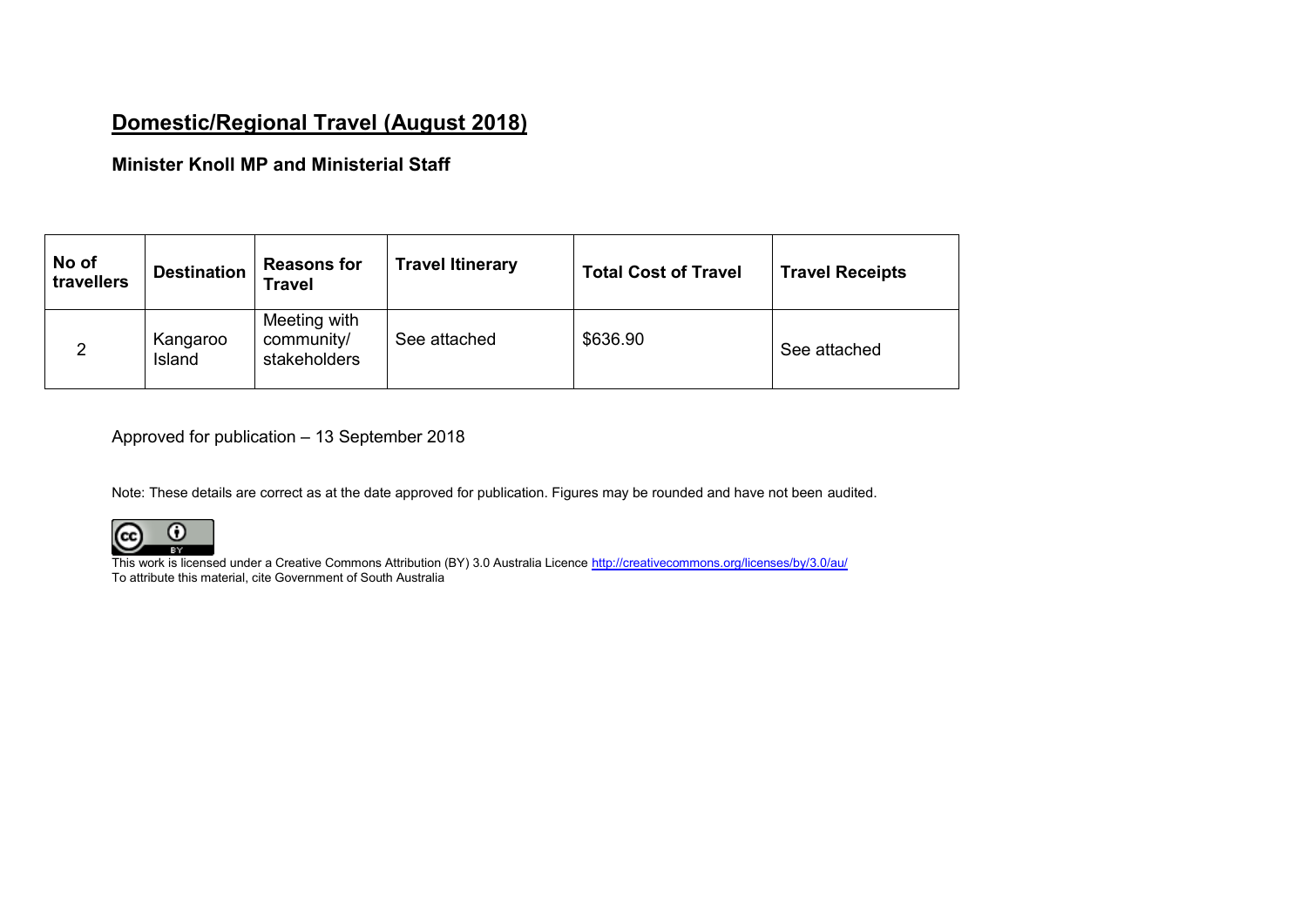# Domestic/Regional Travel (August 2018)

**Minister Knoll MP and Ministerial Staff**

| No of travellers | Destination | Reasons for Travel | Travel Itinerary | Total Cost of Travel | Travel Receipts |
|---|---|---|---|---|---|
| 2 | Kangaroo Island | Meeting with community/ stakeholders | See attached | $636.90 | See attached |

Approved for publication – 13 September 2018

Note: These details are correct as at the date approved for publication. Figures may be rounded and have not been audited.

This work is licensed under a Creative Commons Attribution (BY) 3.0 Australia Licence http://creativecommons.org/licenses/by/3.0/au/
To attribute this material, cite Government of South Australia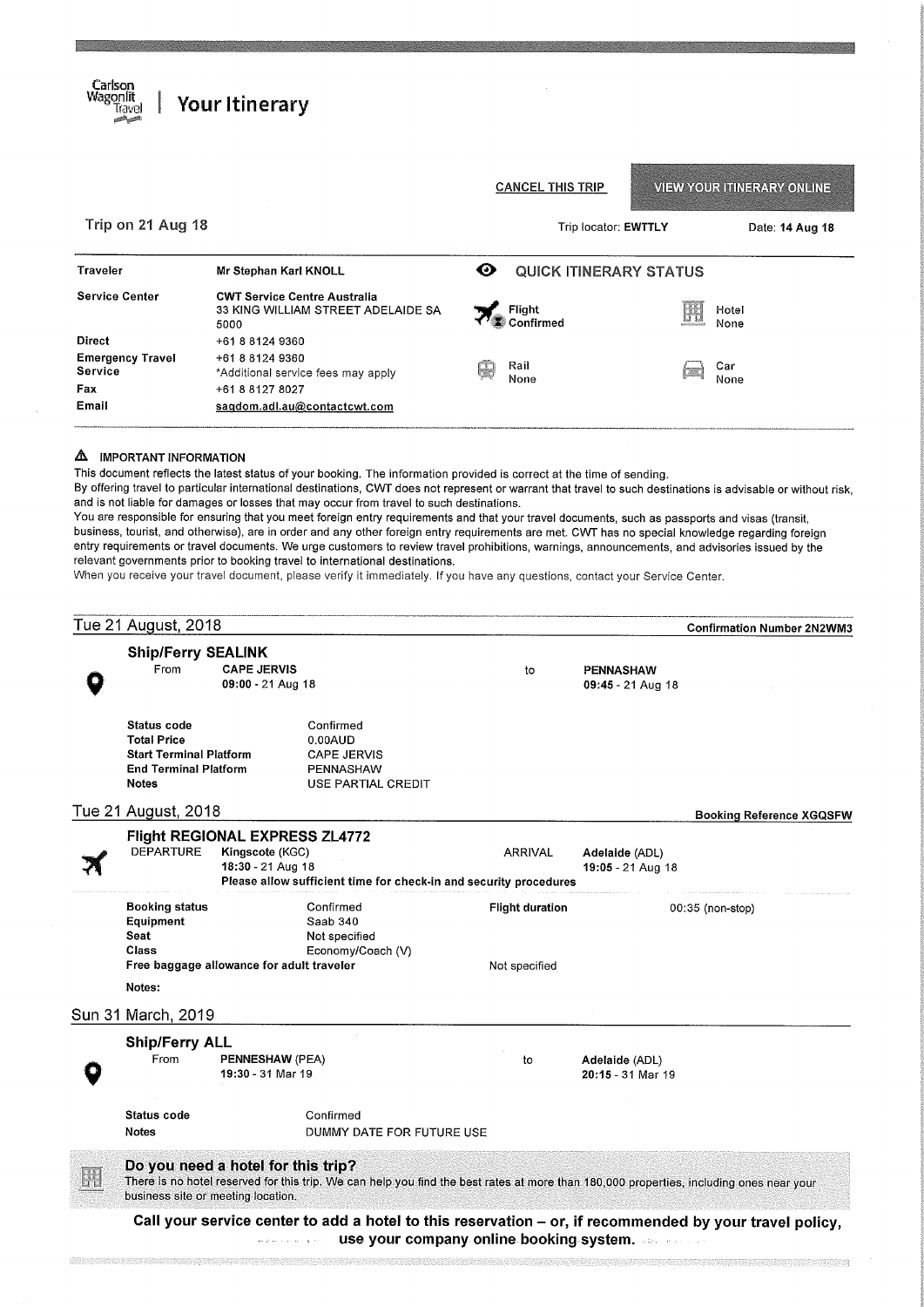Carlson Wagonlit Travel

# Your Itinerary

CANCEL THIS TRIP | VIEW YOUR ITINERARY ONLINE

Trip on 21 Aug 18 | Trip locator: **EWTTLY** | Date: **14 Aug 18**

| | |
|---|---|
| **Traveler** | **Mr Stephan Karl KNOLL** |
| **Service Center** | **CWT Service Centre Australia** 33 KING WILLIAM STREET ADELAIDE SA 5000 |
| **Direct** | +61 8 8124 9360 |
| **Emergency Travel Service** | +61 8 8124 9360 *Additional service fees may apply |
| **Fax** | +61 8 8127 8027 |
| **Email** | saqdom.adl.au@contactcwt.com |

**QUICK ITINERARY STATUS**

| | |
|---|---|
| Flight Confirmed | Hotel None |
| Rail None | Car None |

**IMPORTANT INFORMATION**

This document reflects the latest status of your booking. The information provided is correct at the time of sending.
By offering travel to particular international destinations, CWT does not represent or warrant that travel to such destinations is advisable or without risk, and is not liable for damages or losses that may occur from travel to such destinations.
You are responsible for ensuring that you meet foreign entry requirements and that your travel documents, such as passports and visas (transit, business, tourist, and otherwise), are in order and any other foreign entry requirements are met. CWT has no special knowledge regarding foreign entry requirements or travel documents. We urge customers to review travel prohibitions, warnings, announcements, and advisories issued by the relevant governments prior to booking travel to international destinations.
When you receive your travel document, please verify it immediately. If you have any questions, contact your Service Center.

## Tue 21 August, 2018 — Confirmation Number 2N2WM3

### Ship/Ferry SEALINK

From **CAPE JERVIS** **09:00** - 21 Aug 18 to **PENNASHAW** **09:45** - 21 Aug 18

| | |
|---|---|
| **Status code** | Confirmed |
| **Total Price** | 0.00AUD |
| **Start Terminal Platform** | CAPE JERVIS |
| **End Terminal Platform** | PENNASHAW |
| **Notes** | USE PARTIAL CREDIT |

## Tue 21 August, 2018 — Booking Reference XGQSFW

### Flight REGIONAL EXPRESS ZL4772

DEPARTURE **Kingscote** (KGC) **18:30** - 21 Aug 18 | ARRIVAL **Adelaide** (ADL) **19:05** - 21 Aug 18

**Please allow sufficient time for check-in and security procedures**

| | | | |
|---|---|---|---|
| **Booking status** | Confirmed | **Flight duration** | 00:35 (non-stop) |
| **Equipment** | Saab 340 | | |
| **Seat** | Not specified | | |
| **Class** | Economy/Coach (V) | | |
| **Free baggage allowance for adult traveler** | | Not specified | |
| **Notes:** | | | |

## Sun 31 March, 2019

### Ship/Ferry ALL

From **PENNESHAW** (PEA) **19:30** - 31 Mar 19 to **Adelaide** (ADL) **20:15** - 31 Mar 19

| | |
|---|---|
| **Status code** | Confirmed |
| **Notes** | DUMMY DATE FOR FUTURE USE |

**Do you need a hotel for this trip?**
There is no hotel reserved for this trip. We can help you find the best rates at more than 180,000 properties, including ones near your business site or meeting location.

**Call your service center to add a hotel to this reservation – or, if recommended by your travel policy, use your company online booking system.**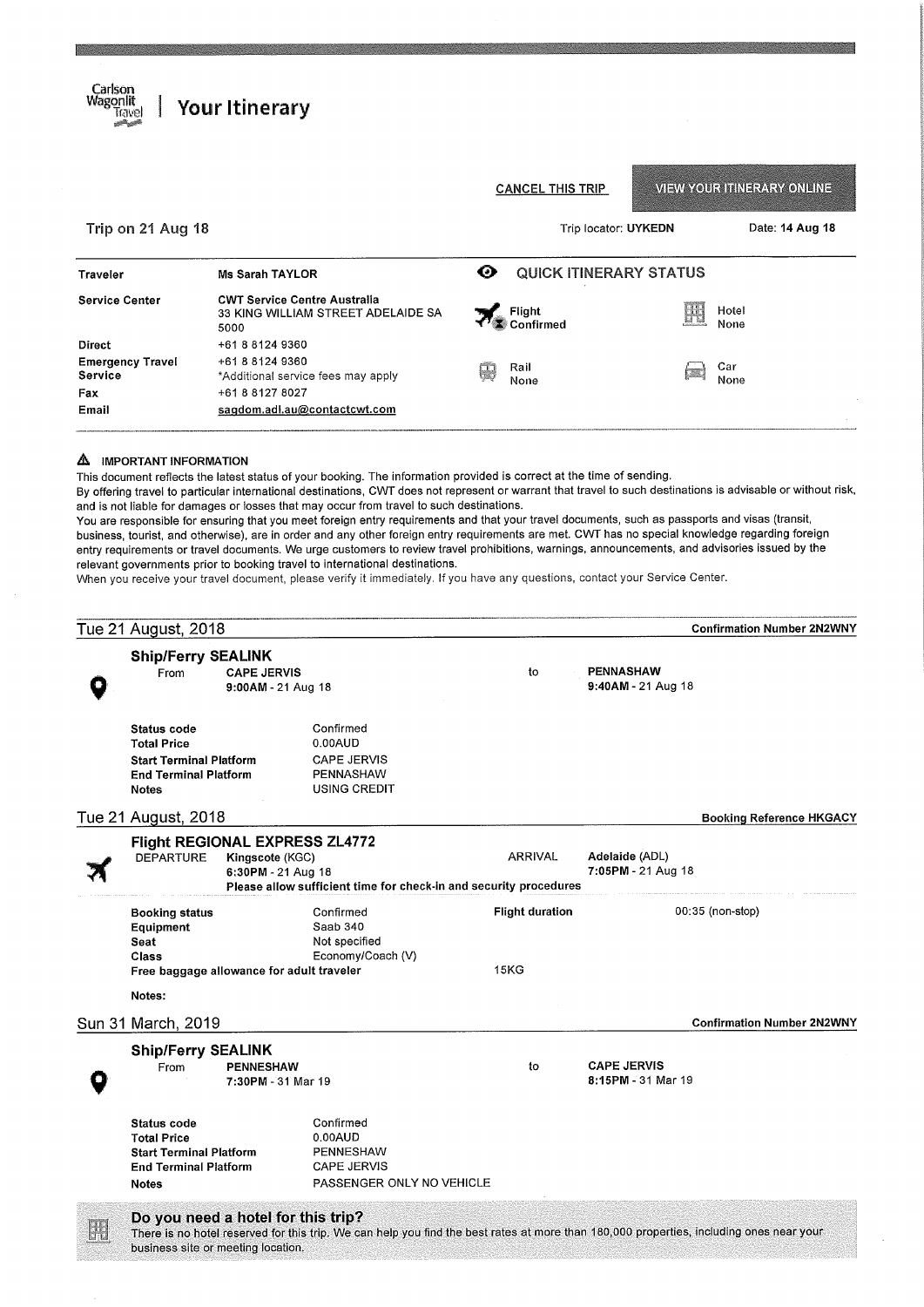Carlson Wagonlit Travel | **Your Itinerary**

CANCEL THIS TRIP | VIEW YOUR ITINERARY ONLINE

**Trip on 21 Aug 18** | Trip locator: **UYKEDN** | Date: **14 Aug 18**

| | |
|---|---|
| **Traveler** | **Ms Sarah TAYLOR** |
| **Service Center** | **CWT Service Centre Australia** 33 KING WILLIAM STREET ADELAIDE SA 5000 |
| **Direct** | +61 8 8124 9360 |
| **Emergency Travel Service** | +61 8 8124 9360 *Additional service fees may apply |
| **Fax** | +61 8 8127 8027 |
| **Email** | sagdom.adl.au@contactcwt.com |

**QUICK ITINERARY STATUS**

| | |
|---|---|
| Flight Confirmed | Hotel None |
| Rail None | Car None |

**IMPORTANT INFORMATION**

This document reflects the latest status of your booking. The information provided is correct at the time of sending.
By offering travel to particular international destinations, CWT does not represent or warrant that travel to such destinations is advisable or without risk, and is not liable for damages or losses that may occur from travel to such destinations.
You are responsible for ensuring that you meet foreign entry requirements and that your travel documents, such as passports and visas (transit, business, tourist, and otherwise), are in order and any other foreign entry requirements are met. CWT has no special knowledge regarding foreign entry requirements or travel documents. We urge customers to review travel prohibitions, warnings, announcements, and advisories issued by the relevant governments prior to booking travel to international destinations.
When you receive your travel document, please verify it immediately. If you have any questions, contact your Service Center.

## Tue 21 August, 2018 — Confirmation Number 2N2WNY

### Ship/Ferry SEALINK

From **CAPE JERVIS** **9:00AM** - 21 Aug 18 to **PENNASHAW** **9:40AM** - 21 Aug 18

| | |
|---|---|
| **Status code** | Confirmed |
| **Total Price** | 0.00AUD |
| **Start Terminal Platform** | CAPE JERVIS |
| **End Terminal Platform** | PENNASHAW |
| **Notes** | USING CREDIT |

## Tue 21 August, 2018 — Booking Reference HKGACY

### Flight REGIONAL EXPRESS ZL4772

DEPARTURE **Kingscote** (KGC) **6:30PM** - 21 Aug 18 — ARRIVAL **Adelaide** (ADL) **7:05PM** - 21 Aug 18

**Please allow sufficient time for check-in and security procedures**

| | | | |
|---|---|---|---|
| **Booking status** | Confirmed | **Flight duration** | 00:35 (non-stop) |
| **Equipment** | Saab 340 | | |
| **Seat** | Not specified | | |
| **Class** | Economy/Coach (V) | | |
| **Free baggage allowance for adult traveler** | | 15KG | |

**Notes:**

## Sun 31 March, 2019 — Confirmation Number 2N2WNY

### Ship/Ferry SEALINK

From **PENNESHAW** **7:30PM** - 31 Mar 19 to **CAPE JERVIS** **8:15PM** - 31 Mar 19

| | |
|---|---|
| **Status code** | Confirmed |
| **Total Price** | 0.00AUD |
| **Start Terminal Platform** | PENNESHAW |
| **End Terminal Platform** | CAPE JERVIS |
| **Notes** | PASSENGER ONLY NO VEHICLE |

**Do you need a hotel for this trip?**
There is no hotel reserved for this trip. We can help you find the best rates at more than 180,000 properties, including ones near your business site or meeting location.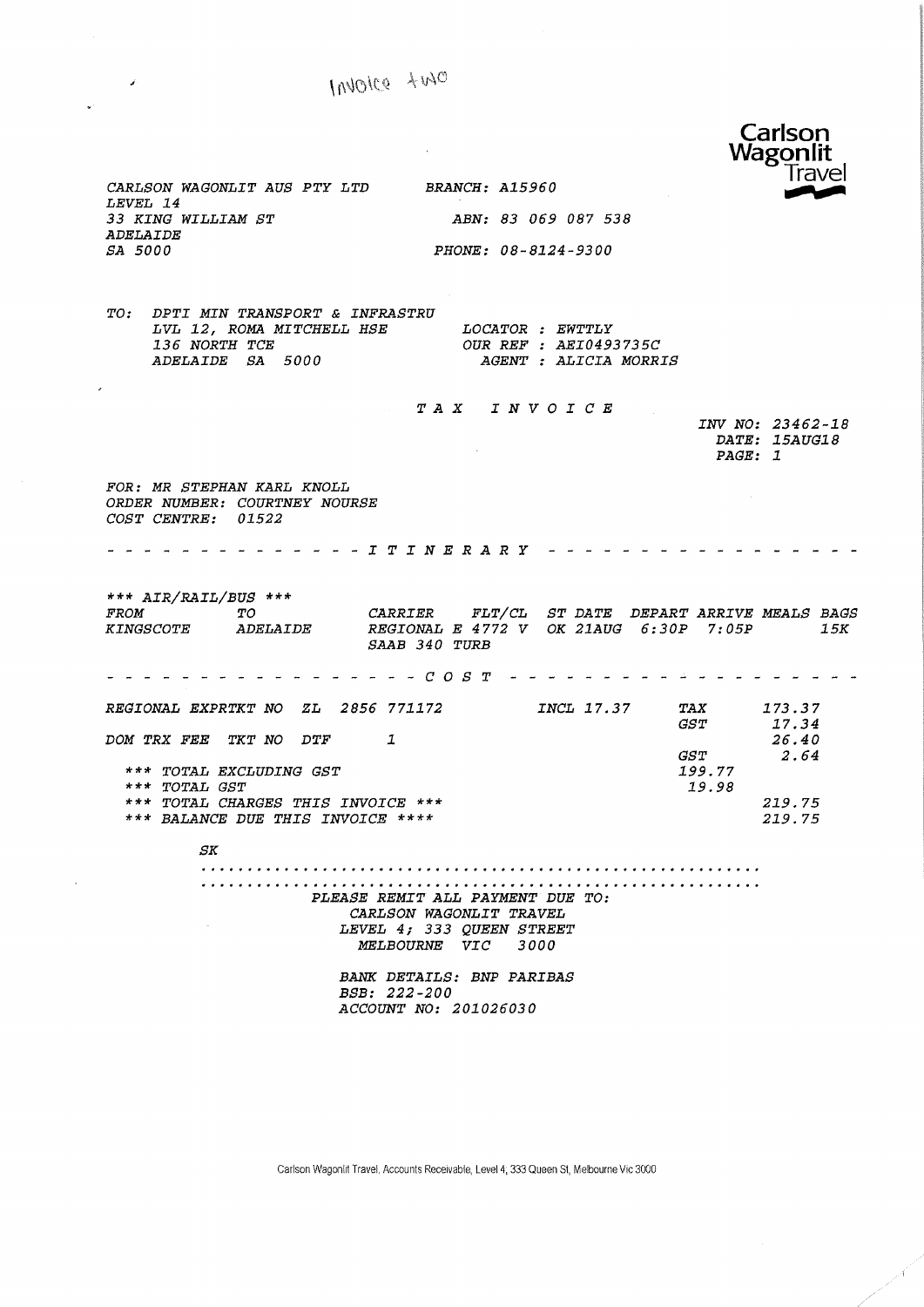Invoice two

**Carlson Wagonlit Travel**

CARLSON WAGONLIT AUS PTY LTD
LEVEL 14
33 KING WILLIAM ST
ADELAIDE
SA 5000

BRANCH: A15960

ABN: 83 069 087 538

PHONE: 08-8124-9300

TO: DPTI MIN TRANSPORT & INFRASTRU
LVL 12, ROMA MITCHELL HSE
136 NORTH TCE
ADELAIDE SA 5000

LOCATOR : EWTTLY
OUR REF : AEI0493735C
AGENT : ALICIA MORRIS

# TAX INVOICE

INV NO: 23462-18
DATE: 15AUG18
PAGE: 1

FOR: MR STEPHAN KARL KNOLL
ORDER NUMBER: COURTNEY NOURSE
COST CENTRE: 01522

## - - - - - - - - ITINERARY - - - - - - - -

*** AIR/RAIL/BUS ***

| FROM | TO | CARRIER | FLT/CL | ST | DATE | DEPART | ARRIVE | MEALS | BAGS |
|---|---|---|---|---|---|---|---|---|---|
| KINGSCOTE | ADELAIDE | REGIONAL E | 4772 V | OK | 21AUG | 6:30P | 7:05P | | 15K |
| | | SAAB 340 TURB | | | | | | | |

## - - - - - - - - COST - - - - - - - -

| | | | |
|---|---|---|---|
| REGIONAL EXPRTKT NO ZL 2856 771172 | INCL 17.37 | TAX | 173.37 |
| | | GST | 17.34 |
| DOM TRX FEE TKT NO DTF 1 | | | 26.40 |
| | | GST | 2.64 |
| *** TOTAL EXCLUDING GST | | 199.77 | |
| *** TOTAL GST | | 19.98 | |
| *** TOTAL CHARGES THIS INVOICE *** | | | 219.75 |
| *** BALANCE DUE THIS INVOICE **** | | | 219.75 |

SK

PLEASE REMIT ALL PAYMENT DUE TO:
CARLSON WAGONLIT TRAVEL
LEVEL 4; 333 QUEEN STREET
MELBOURNE VIC 3000

BANK DETAILS: BNP PARIBAS
BSB: 222-200
ACCOUNT NO: 201026030

Carlson Wagonlit Travel, Accounts Receivable, Level 4, 333 Queen St, Melbourne Vic 3000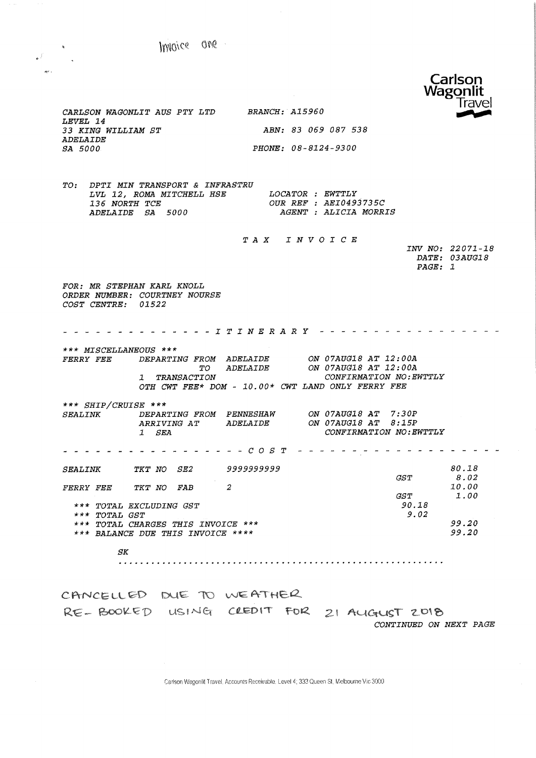Invoice one

**Carlson Wagonlit Travel**

CARLSON WAGONLIT AUS PTY LTD
LEVEL 14
33 KING WILLIAM ST
ADELAIDE
SA 5000

BRANCH: A15960

ABN: 83 069 087 538

PHONE: 08-8124-9300

TO: DPTI MIN TRANSPORT & INFRASTRU
LVL 12, ROMA MITCHELL HSE
136 NORTH TCE
ADELAIDE SA 5000

LOCATOR : EWTTLY
OUR REF : AEI0493735C
AGENT : ALICIA MORRIS

## TAX INVOICE

INV NO: 22071-18
DATE: 03AUG18
PAGE: 1

FOR: MR STEPHAN KARL KNOLL
ORDER NUMBER: COURTNEY NOURSE
COST CENTRE: 01522

## ITINERARY

*** MISCELLANEOUS ***

FERRY FEE DEPARTING FROM ADELAIDE ON 07AUG18 AT 12:00A
TO ADELAIDE ON 07AUG18 AT 12:00A
1 TRANSACTION CONFIRMATION NO:EWTTLY
OTH CWT FEE* DOM - 10.00* CWT LAND ONLY FERRY FEE

*** SHIP/CRUISE ***

SEALINK DEPARTING FROM PENNESHAW ON 07AUG18 AT 7:30P
ARRIVING AT ADELAIDE ON 07AUG18 AT 8:15P
1 SEA CONFIRMATION NO:EWTTLY

## COST

| | | | | |
|---|---|---|---|---|
| SEALINK | TKT NO SE2 | 9999999999 | | 80.18 |
| | | | GST | 8.02 |
| FERRY FEE | TKT NO FAB | 2 | | 10.00 |
| | | | GST | 1.00 |
| *** TOTAL EXCLUDING GST | | | 90.18 | |
| *** TOTAL GST | | | 9.02 | |
| *** TOTAL CHARGES THIS INVOICE *** | | | | 99.20 |
| *** BALANCE DUE THIS INVOICE **** | | | | 99.20 |

SK

CANCELLED DUE TO WEATHER
RE-BOOKED USING CREDIT FOR 21 AUGUST 2018

CONTINUED ON NEXT PAGE

Carlson Wagonlit Travel. Accounts Receivable. Level 4, 333 Queen St, Melbourne Vic 3000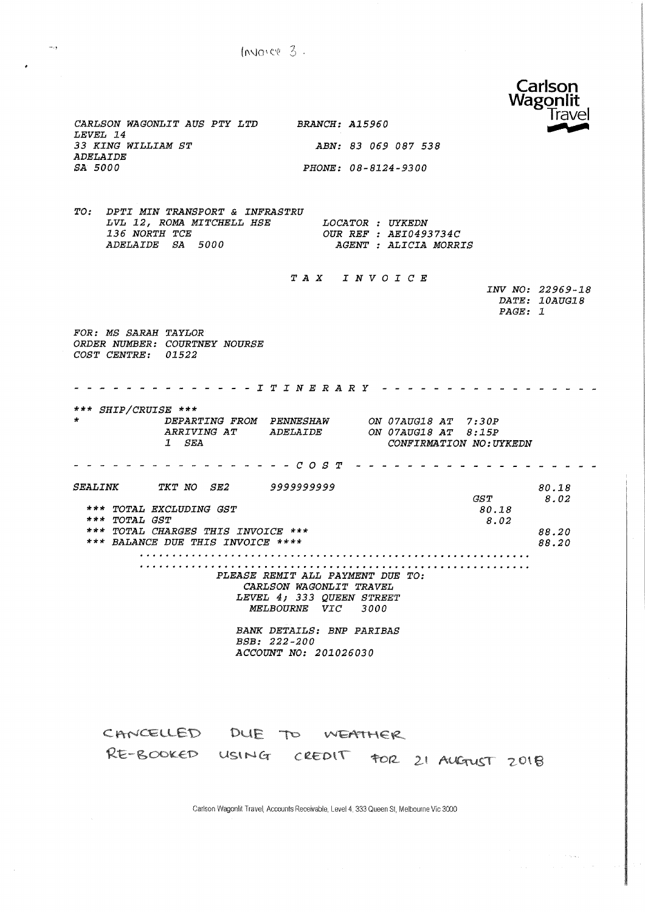Invoice 3.

Carlson Wagonlit Travel

CARLSON WAGONLIT AUS PTY LTD
LEVEL 14
33 KING WILLIAM ST
ADELAIDE
SA 5000

BRANCH: A15960

ABN: 83 069 087 538

PHONE: 08-8124-9300

TO: DPTI MIN TRANSPORT & INFRASTRU
LVL 12, ROMA MITCHELL HSE
136 NORTH TCE
ADELAIDE SA 5000

LOCATOR : UYKEDN
OUR REF : AEI0493734C
AGENT : ALICIA MORRIS

# TAX INVOICE

INV NO: 22969-18
DATE: 10AUG18
PAGE: 1

FOR: MS SARAH TAYLOR
ORDER NUMBER: COURTNEY NOURSE
COST CENTRE: 01522

## - - - - - - - - - - - - - - I T I N E R A R Y - - - - - - - - - - - - - - - -

*** SHIP/CRUISE ***

\* DEPARTING FROM PENNESHAW ON 07AUG18 AT 7:30P
ARRIVING AT ADELAIDE ON 07AUG18 AT 8:15P
1 SEA CONFIRMATION NO:UYKEDN

## - - - - - - - - - - - - - - - - - C O S T - - - - - - - - - - - - - - - - - -

| | | |
|---|---|---|
| SEALINK TKT NO SE2 9999999999 | | 80.18 |
| | GST | 8.02 |
| *** TOTAL EXCLUDING GST | 80.18 | |
| *** TOTAL GST | 8.02 | |
| *** TOTAL CHARGES THIS INVOICE *** | | 88.20 |
| *** BALANCE DUE THIS INVOICE **** | | 88.20 |

PLEASE REMIT ALL PAYMENT DUE TO:
CARLSON WAGONLIT TRAVEL
LEVEL 4; 333 QUEEN STREET
MELBOURNE VIC 3000

BANK DETAILS: BNP PARIBAS
BSB: 222-200
ACCOUNT NO: 201026030

CANCELLED DUE TO WEATHER
RE-BOOKED USING CREDIT FOR 21 AUGUST 2018

Carlson Wagonlit Travel, Accounts Receivable, Level 4, 333 Queen St, Melbourne Vic 3000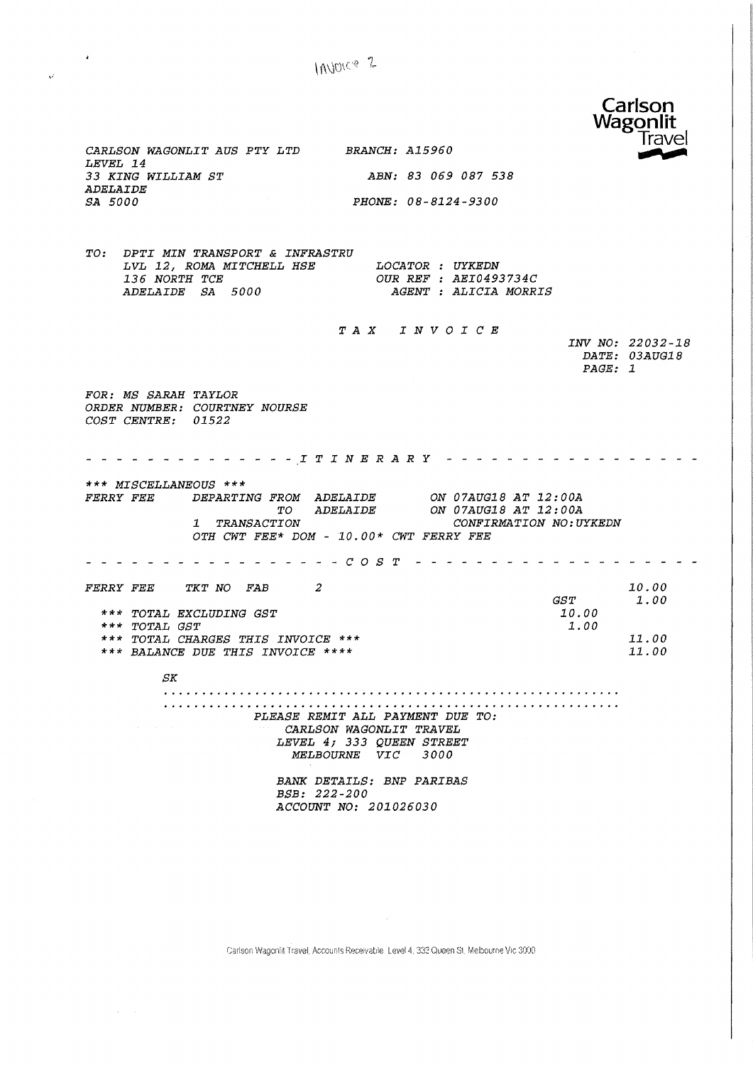Invoice 2

**Carlson Wagonlit Travel**

CARLSON WAGONLIT AUS PTY LTD
LEVEL 14
33 KING WILLIAM ST
ADELAIDE
SA 5000

BRANCH: A15960

ABN: 83 069 087 538

PHONE: 08-8124-9300

TO: DPTI MIN TRANSPORT & INFRASTRU
LVL 12, ROMA MITCHELL HSE
136 NORTH TCE
ADELAIDE SA 5000

LOCATOR : UYKEDN
OUR REF : AEI0493734C
AGENT : ALICIA MORRIS

# TAX INVOICE

INV NO: 22032-18
DATE: 03AUG18
PAGE: 1

FOR: MS SARAH TAYLOR
ORDER NUMBER: COURTNEY NOURSE
COST CENTRE: 01522

## ITINERARY

*** MISCELLANEOUS ***

FERRY FEE DEPARTING FROM ADELAIDE ON 07AUG18 AT 12:00A
TO ADELAIDE ON 07AUG18 AT 12:00A
1 TRANSACTION CONFIRMATION NO:UYKEDN
OTH CWT FEE* DOM - 10.00* CWT FERRY FEE

## COST

| | | |
|---|---|---|
| FERRY FEE TKT NO FAB 2 | | 10.00 |
| | GST | 1.00 |
| *** TOTAL EXCLUDING GST | 10.00 | |
| *** TOTAL GST | 1.00 | |
| *** TOTAL CHARGES THIS INVOICE *** | | 11.00 |
| *** BALANCE DUE THIS INVOICE **** | | 11.00 |

SK

PLEASE REMIT ALL PAYMENT DUE TO:
CARLSON WAGONLIT TRAVEL
LEVEL 4; 333 QUEEN STREET
MELBOURNE VIC 3000

BANK DETAILS: BNP PARIBAS
BSB: 222-200
ACCOUNT NO: 201026030

Carlson Wagonlit Travel, Accounts Receivable, Level 4, 333 Queen St, Melbourne Vic 3000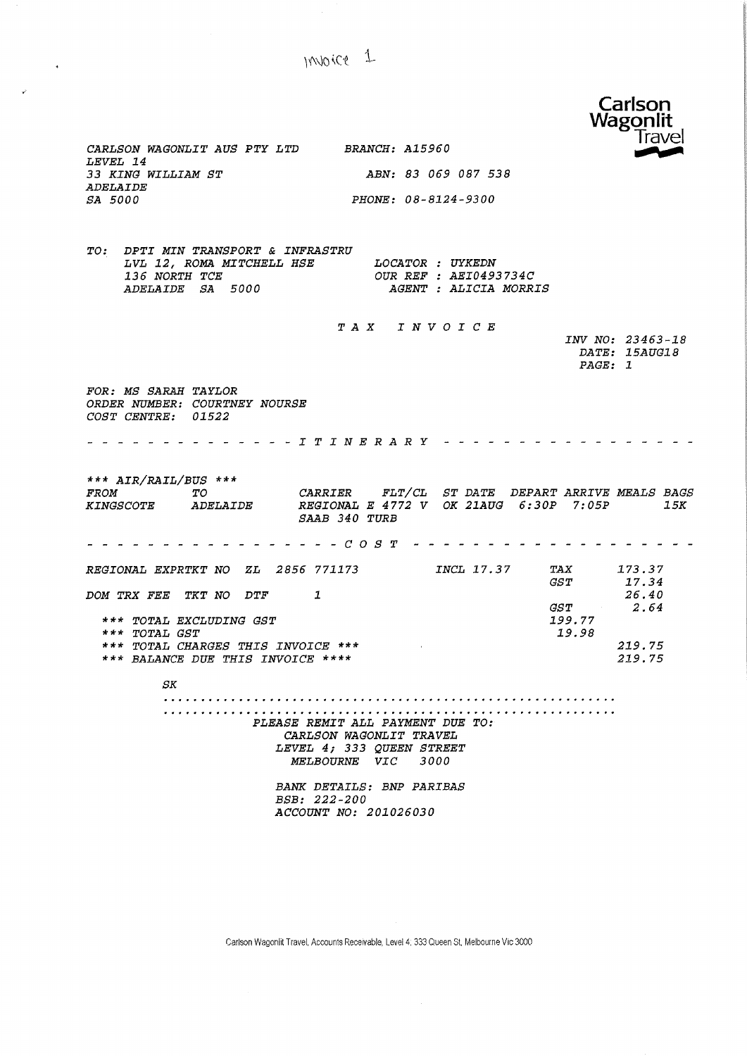Invoice 1

Carlson Wagonlit Travel

CARLSON WAGONLIT AUS PTY LTD
LEVEL 14
33 KING WILLIAM ST
ADELAIDE
SA 5000

BRANCH: A15960

ABN: 83 069 087 538

PHONE: 08-8124-9300

TO: DPTI MIN TRANSPORT & INFRASTRU
LVL 12, ROMA MITCHELL HSE
136 NORTH TCE
ADELAIDE SA 5000

LOCATOR : UYKEDN
OUR REF : AEI0493734C
AGENT : ALICIA MORRIS

# TAX INVOICE

INV NO: 23463-18
DATE: 15AUG18
PAGE: 1

FOR: MS SARAH TAYLOR
ORDER NUMBER: COURTNEY NOURSE
COST CENTRE: 01522

## ITINERARY

*** AIR/RAIL/BUS ***

| FROM | TO | CARRIER | FLT/CL | ST | DATE | DEPART | ARRIVE | MEALS | BAGS |
|---|---|---|---|---|---|---|---|---|---|
| KINGSCOTE | ADELAIDE | REGIONAL E SAAB 340 TURB | 4772 V | OK | 21AUG | 6:30P | 7:05P | | 15K |

## COST

| | | | |
|---|---|---|---|
| REGIONAL EXPRTKT NO ZL 2856 771173 | INCL 17.37 | TAX | 173.37 |
| | | GST | 17.34 |
| DOM TRX FEE TKT NO DTF 1 | | | 26.40 |
| | | GST | 2.64 |
| *** TOTAL EXCLUDING GST | | 199.77 | |
| *** TOTAL GST | | 19.98 | |
| *** TOTAL CHARGES THIS INVOICE *** | | | 219.75 |
| *** BALANCE DUE THIS INVOICE **** | | | 219.75 |

SK

PLEASE REMIT ALL PAYMENT DUE TO:
CARLSON WAGONLIT TRAVEL
LEVEL 4; 333 QUEEN STREET
MELBOURNE VIC 3000

BANK DETAILS: BNP PARIBAS
BSB: 222-200
ACCOUNT NO: 201026030

Carlson Wagonlit Travel, Accounts Receivable, Level 4, 333 Queen St, Melbourne Vic 3000